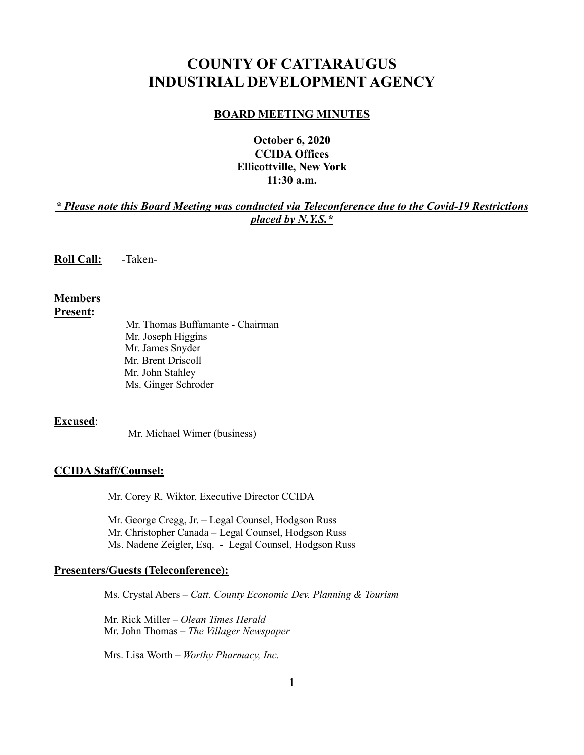# COUNTY OF CATTARAUGUS INDUSTRIAL DEVELOPMENT AGENCY

## BOARD MEETING MINUTES

**October 6, 2020**
**CCIDA Offices**
**Ellicottville, New York**
**11:30 a.m.**

***\* Please note this Board Meeting was conducted via Teleconference due to the Covid-19 Restrictions placed by N.Y.S.\****

**Roll Call:** -Taken-

**Members Present:**

Mr. Thomas Buffamante - Chairman
Mr. Joseph Higgins
Mr. James Snyder
Mr. Brent Driscoll
Mr. John Stahley
Ms. Ginger Schroder

**Excused**:

Mr. Michael Wimer (business)

**CCIDA Staff/Counsel:**

Mr. Corey R. Wiktor, Executive Director CCIDA

Mr. George Cregg, Jr. – Legal Counsel, Hodgson Russ
Mr. Christopher Canada – Legal Counsel, Hodgson Russ
Ms. Nadene Zeigler, Esq. - Legal Counsel, Hodgson Russ

**Presenters/Guests (Teleconference):**

Ms. Crystal Abers – *Catt. County Economic Dev. Planning & Tourism*

Mr. Rick Miller – *Olean Times Herald*
Mr. John Thomas – *The Villager Newspaper*

Mrs. Lisa Worth – *Worthy Pharmacy, Inc.*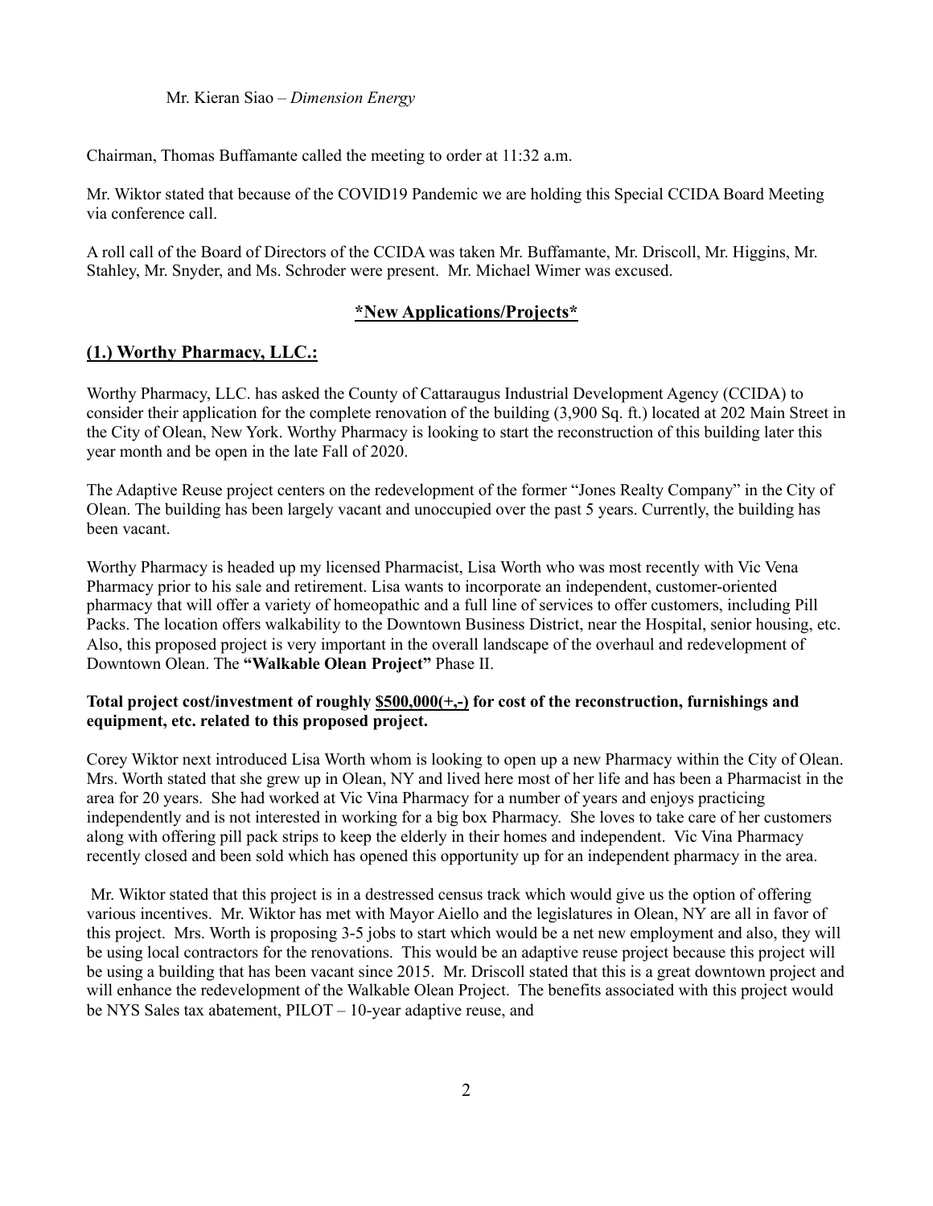Mr. Kieran Siao – *Dimension Energy*

Chairman, Thomas Buffamante called the meeting to order at 11:32 a.m.

Mr. Wiktor stated that because of the COVID19 Pandemic we are holding this Special CCIDA Board Meeting via conference call.

A roll call of the Board of Directors of the CCIDA was taken Mr. Buffamante, Mr. Driscoll, Mr. Higgins, Mr. Stahley, Mr. Snyder, and Ms. Schroder were present. Mr. Michael Wimer was excused.

## <u>\*New Applications/Projects\*</u>

## <u>(1.) Worthy Pharmacy, LLC.:</u>

Worthy Pharmacy, LLC. has asked the County of Cattaraugus Industrial Development Agency (CCIDA) to consider their application for the complete renovation of the building (3,900 Sq. ft.) located at 202 Main Street in the City of Olean, New York. Worthy Pharmacy is looking to start the reconstruction of this building later this year month and be open in the late Fall of 2020.

The Adaptive Reuse project centers on the redevelopment of the former "Jones Realty Company" in the City of Olean. The building has been largely vacant and unoccupied over the past 5 years. Currently, the building has been vacant.

Worthy Pharmacy is headed up my licensed Pharmacist, Lisa Worth who was most recently with Vic Vena Pharmacy prior to his sale and retirement. Lisa wants to incorporate an independent, customer-oriented pharmacy that will offer a variety of homeopathic and a full line of services to offer customers, including Pill Packs. The location offers walkability to the Downtown Business District, near the Hospital, senior housing, etc. Also, this proposed project is very important in the overall landscape of the overhaul and redevelopment of Downtown Olean. The **"Walkable Olean Project"** Phase II.

**Total project cost/investment of roughly <u>$500,000(+,-)</u> for cost of the reconstruction, furnishings and equipment, etc. related to this proposed project.**

Corey Wiktor next introduced Lisa Worth whom is looking to open up a new Pharmacy within the City of Olean. Mrs. Worth stated that she grew up in Olean, NY and lived here most of her life and has been a Pharmacist in the area for 20 years. She had worked at Vic Vina Pharmacy for a number of years and enjoys practicing independently and is not interested in working for a big box Pharmacy. She loves to take care of her customers along with offering pill pack strips to keep the elderly in their homes and independent. Vic Vina Pharmacy recently closed and been sold which has opened this opportunity up for an independent pharmacy in the area.

Mr. Wiktor stated that this project is in a destressed census track which would give us the option of offering various incentives. Mr. Wiktor has met with Mayor Aiello and the legislatures in Olean, NY are all in favor of this project. Mrs. Worth is proposing 3-5 jobs to start which would be a net new employment and also, they will be using local contractors for the renovations. This would be an adaptive reuse project because this project will be using a building that has been vacant since 2015. Mr. Driscoll stated that this is a great downtown project and will enhance the redevelopment of the Walkable Olean Project. The benefits associated with this project would be NYS Sales tax abatement, PILOT – 10-year adaptive reuse, and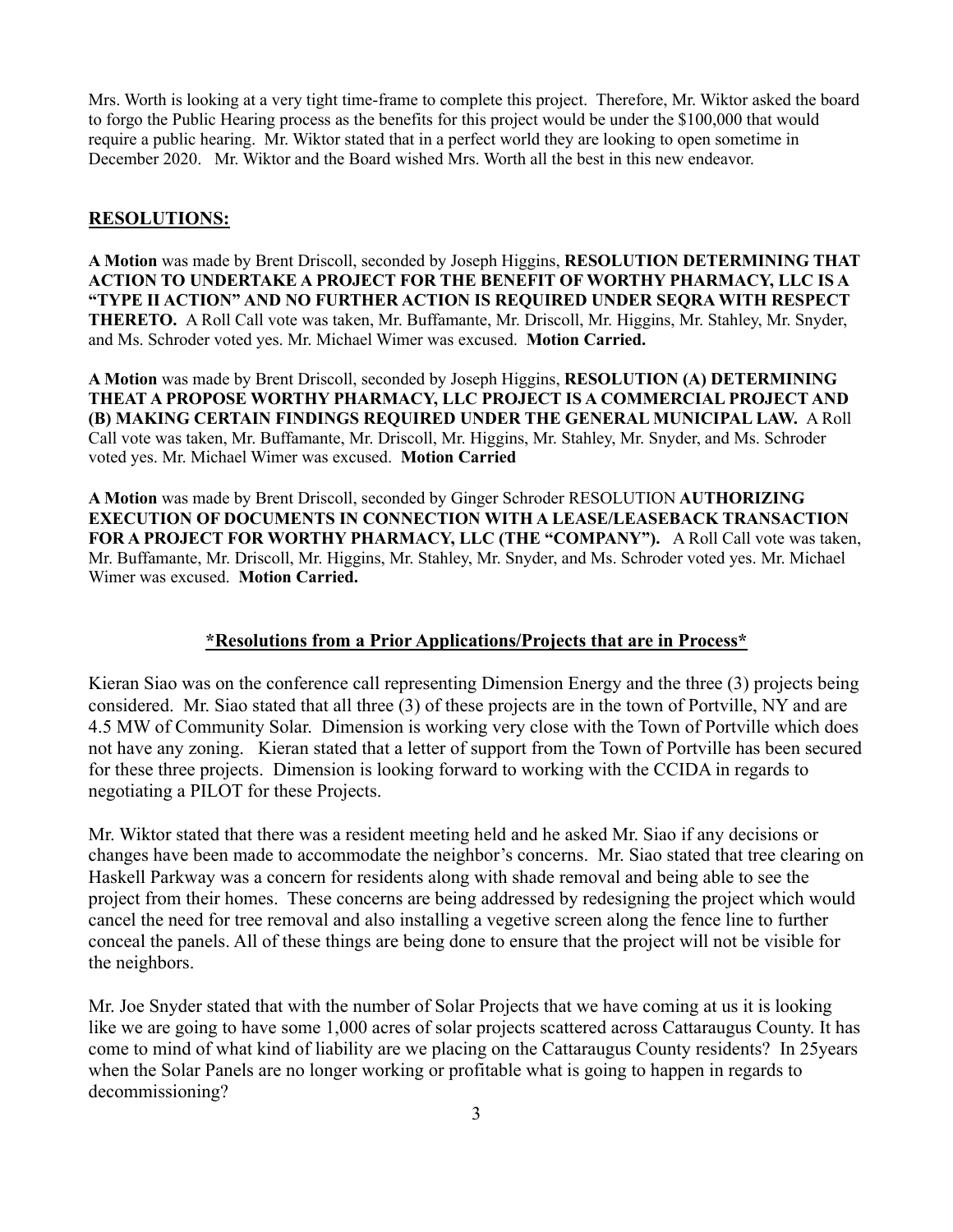Mrs. Worth is looking at a very tight time-frame to complete this project. Therefore, Mr. Wiktor asked the board to forgo the Public Hearing process as the benefits for this project would be under the $100,000 that would require a public hearing. Mr. Wiktor stated that in a perfect world they are looking to open sometime in December 2020. Mr. Wiktor and the Board wished Mrs. Worth all the best in this new endeavor.

## RESOLUTIONS:

**A Motion** was made by Brent Driscoll, seconded by Joseph Higgins, **RESOLUTION DETERMINING THAT ACTION TO UNDERTAKE A PROJECT FOR THE BENEFIT OF WORTHY PHARMACY, LLC IS A "TYPE II ACTION" AND NO FURTHER ACTION IS REQUIRED UNDER SEQRA WITH RESPECT THERETO.** A Roll Call vote was taken, Mr. Buffamante, Mr. Driscoll, Mr. Higgins, Mr. Stahley, Mr. Snyder, and Ms. Schroder voted yes. Mr. Michael Wimer was excused. **Motion Carried.**

**A Motion** was made by Brent Driscoll, seconded by Joseph Higgins, **RESOLUTION (A) DETERMINING THEAT A PROPOSE WORTHY PHARMACY, LLC PROJECT IS A COMMERCIAL PROJECT AND (B) MAKING CERTAIN FINDINGS REQUIRED UNDER THE GENERAL MUNICIPAL LAW.** A Roll Call vote was taken, Mr. Buffamante, Mr. Driscoll, Mr. Higgins, Mr. Stahley, Mr. Snyder, and Ms. Schroder voted yes. Mr. Michael Wimer was excused. **Motion Carried**

**A Motion** was made by Brent Driscoll, seconded by Ginger Schroder RESOLUTION **AUTHORIZING EXECUTION OF DOCUMENTS IN CONNECTION WITH A LEASE/LEASEBACK TRANSACTION FOR A PROJECT FOR WORTHY PHARMACY, LLC (THE "COMPANY").** A Roll Call vote was taken, Mr. Buffamante, Mr. Driscoll, Mr. Higgins, Mr. Stahley, Mr. Snyder, and Ms. Schroder voted yes. Mr. Michael Wimer was excused. **Motion Carried.**

### *Resolutions from a Prior Applications/Projects that are in Process*

Kieran Siao was on the conference call representing Dimension Energy and the three (3) projects being considered. Mr. Siao stated that all three (3) of these projects are in the town of Portville, NY and are 4.5 MW of Community Solar. Dimension is working very close with the Town of Portville which does not have any zoning. Kieran stated that a letter of support from the Town of Portville has been secured for these three projects. Dimension is looking forward to working with the CCIDA in regards to negotiating a PILOT for these Projects.

Mr. Wiktor stated that there was a resident meeting held and he asked Mr. Siao if any decisions or changes have been made to accommodate the neighbor's concerns. Mr. Siao stated that tree clearing on Haskell Parkway was a concern for residents along with shade removal and being able to see the project from their homes. These concerns are being addressed by redesigning the project which would cancel the need for tree removal and also installing a vegetive screen along the fence line to further conceal the panels. All of these things are being done to ensure that the project will not be visible for the neighbors.

Mr. Joe Snyder stated that with the number of Solar Projects that we have coming at us it is looking like we are going to have some 1,000 acres of solar projects scattered across Cattaraugus County. It has come to mind of what kind of liability are we placing on the Cattaraugus County residents? In 25years when the Solar Panels are no longer working or profitable what is going to happen in regards to decommissioning?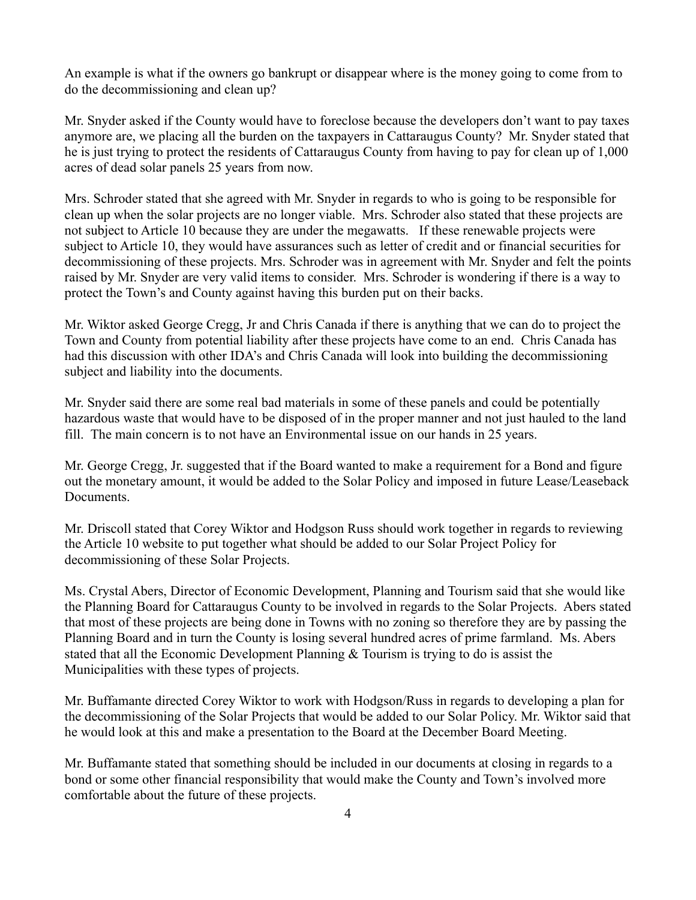An example is what if the owners go bankrupt or disappear where is the money going to come from to do the decommissioning and clean up?

Mr. Snyder asked if the County would have to foreclose because the developers don't want to pay taxes anymore are, we placing all the burden on the taxpayers in Cattaraugus County? Mr. Snyder stated that he is just trying to protect the residents of Cattaraugus County from having to pay for clean up of 1,000 acres of dead solar panels 25 years from now.

Mrs. Schroder stated that she agreed with Mr. Snyder in regards to who is going to be responsible for clean up when the solar projects are no longer viable. Mrs. Schroder also stated that these projects are not subject to Article 10 because they are under the megawatts. If these renewable projects were subject to Article 10, they would have assurances such as letter of credit and or financial securities for decommissioning of these projects. Mrs. Schroder was in agreement with Mr. Snyder and felt the points raised by Mr. Snyder are very valid items to consider. Mrs. Schroder is wondering if there is a way to protect the Town's and County against having this burden put on their backs.

Mr. Wiktor asked George Cregg, Jr and Chris Canada if there is anything that we can do to project the Town and County from potential liability after these projects have come to an end. Chris Canada has had this discussion with other IDA's and Chris Canada will look into building the decommissioning subject and liability into the documents.

Mr. Snyder said there are some real bad materials in some of these panels and could be potentially hazardous waste that would have to be disposed of in the proper manner and not just hauled to the land fill. The main concern is to not have an Environmental issue on our hands in 25 years.

Mr. George Cregg, Jr. suggested that if the Board wanted to make a requirement for a Bond and figure out the monetary amount, it would be added to the Solar Policy and imposed in future Lease/Leaseback Documents.

Mr. Driscoll stated that Corey Wiktor and Hodgson Russ should work together in regards to reviewing the Article 10 website to put together what should be added to our Solar Project Policy for decommissioning of these Solar Projects.

Ms. Crystal Abers, Director of Economic Development, Planning and Tourism said that she would like the Planning Board for Cattaraugus County to be involved in regards to the Solar Projects. Abers stated that most of these projects are being done in Towns with no zoning so therefore they are by passing the Planning Board and in turn the County is losing several hundred acres of prime farmland. Ms. Abers stated that all the Economic Development Planning & Tourism is trying to do is assist the Municipalities with these types of projects.

Mr. Buffamante directed Corey Wiktor to work with Hodgson/Russ in regards to developing a plan for the decommissioning of the Solar Projects that would be added to our Solar Policy. Mr. Wiktor said that he would look at this and make a presentation to the Board at the December Board Meeting.

Mr. Buffamante stated that something should be included in our documents at closing in regards to a bond or some other financial responsibility that would make the County and Town's involved more comfortable about the future of these projects.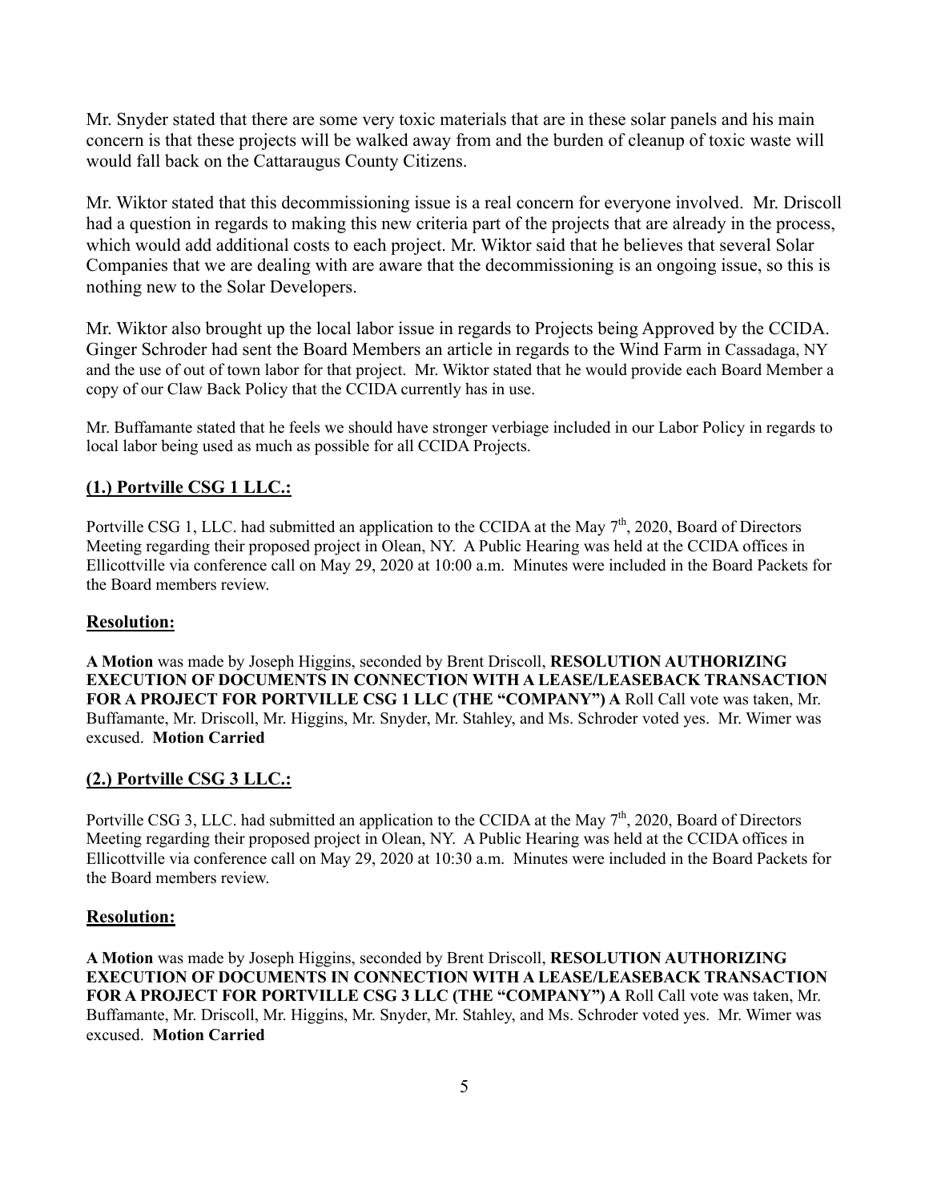Mr. Snyder stated that there are some very toxic materials that are in these solar panels and his main concern is that these projects will be walked away from and the burden of cleanup of toxic waste will would fall back on the Cattaraugus County Citizens.

Mr. Wiktor stated that this decommissioning issue is a real concern for everyone involved. Mr. Driscoll had a question in regards to making this new criteria part of the projects that are already in the process, which would add additional costs to each project. Mr. Wiktor said that he believes that several Solar Companies that we are dealing with are aware that the decommissioning is an ongoing issue, so this is nothing new to the Solar Developers.

Mr. Wiktor also brought up the local labor issue in regards to Projects being Approved by the CCIDA. Ginger Schroder had sent the Board Members an article in regards to the Wind Farm in Cassadaga, NY and the use of out of town labor for that project. Mr. Wiktor stated that he would provide each Board Member a copy of our Claw Back Policy that the CCIDA currently has in use.

Mr. Buffamante stated that he feels we should have stronger verbiage included in our Labor Policy in regards to local labor being used as much as possible for all CCIDA Projects.

## (1.) Portville CSG 1 LLC.:

Portville CSG 1, LLC. had submitted an application to the CCIDA at the May 7th, 2020, Board of Directors Meeting regarding their proposed project in Olean, NY. A Public Hearing was held at the CCIDA offices in Ellicottville via conference call on May 29, 2020 at 10:00 a.m. Minutes were included in the Board Packets for the Board members review.

## Resolution:

**A Motion** was made by Joseph Higgins, seconded by Brent Driscoll, **RESOLUTION AUTHORIZING EXECUTION OF DOCUMENTS IN CONNECTION WITH A LEASE/LEASEBACK TRANSACTION FOR A PROJECT FOR PORTVILLE CSG 1 LLC (THE "COMPANY") A** Roll Call vote was taken, Mr. Buffamante, Mr. Driscoll, Mr. Higgins, Mr. Snyder, Mr. Stahley, and Ms. Schroder voted yes. Mr. Wimer was excused. **Motion Carried**

## (2.) Portville CSG 3 LLC.:

Portville CSG 3, LLC. had submitted an application to the CCIDA at the May 7th, 2020, Board of Directors Meeting regarding their proposed project in Olean, NY. A Public Hearing was held at the CCIDA offices in Ellicottville via conference call on May 29, 2020 at 10:30 a.m. Minutes were included in the Board Packets for the Board members review.

## Resolution:

**A Motion** was made by Joseph Higgins, seconded by Brent Driscoll, **RESOLUTION AUTHORIZING EXECUTION OF DOCUMENTS IN CONNECTION WITH A LEASE/LEASEBACK TRANSACTION FOR A PROJECT FOR PORTVILLE CSG 3 LLC (THE "COMPANY") A** Roll Call vote was taken, Mr. Buffamante, Mr. Driscoll, Mr. Higgins, Mr. Snyder, Mr. Stahley, and Ms. Schroder voted yes. Mr. Wimer was excused. **Motion Carried**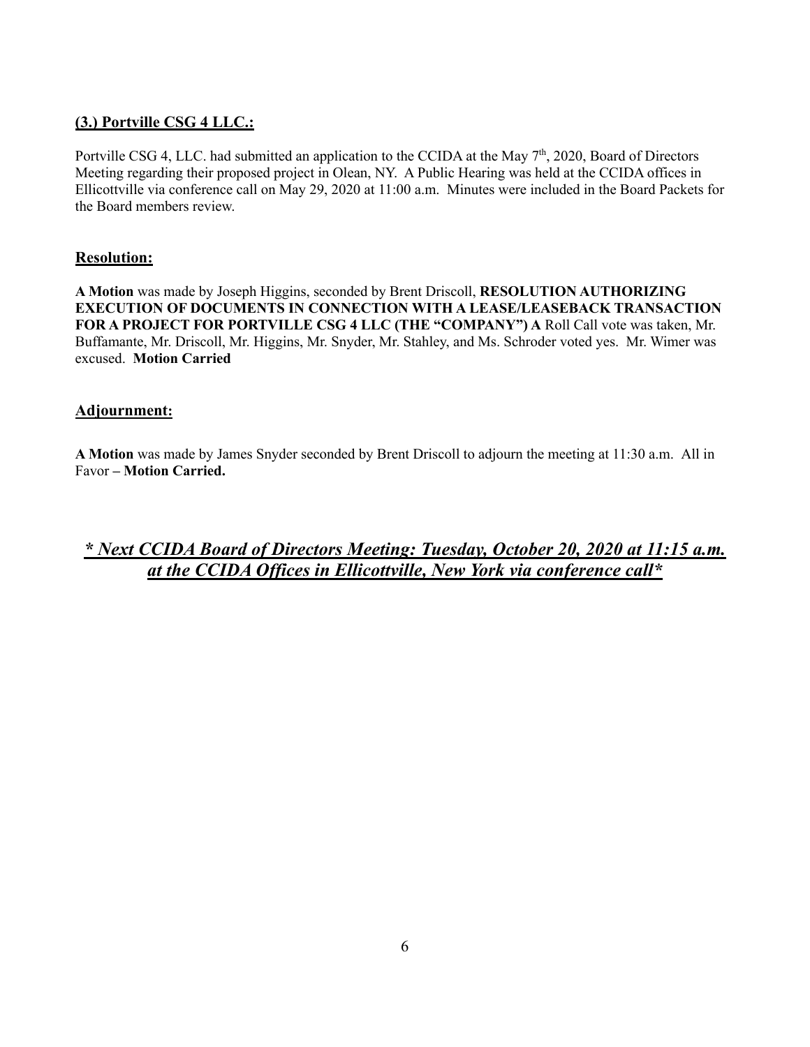**(3.) Portville CSG 4 LLC.:**

Portville CSG 4, LLC. had submitted an application to the CCIDA at the May 7th, 2020, Board of Directors Meeting regarding their proposed project in Olean, NY. A Public Hearing was held at the CCIDA offices in Ellicottville via conference call on May 29, 2020 at 11:00 a.m. Minutes were included in the Board Packets for the Board members review.

**Resolution:**

**A Motion** was made by Joseph Higgins, seconded by Brent Driscoll, **RESOLUTION AUTHORIZING EXECUTION OF DOCUMENTS IN CONNECTION WITH A LEASE/LEASEBACK TRANSACTION FOR A PROJECT FOR PORTVILLE CSG 4 LLC (THE "COMPANY") A** Roll Call vote was taken, Mr. Buffamante, Mr. Driscoll, Mr. Higgins, Mr. Snyder, Mr. Stahley, and Ms. Schroder voted yes. Mr. Wimer was excused. **Motion Carried**

**Adjournment:**

**A Motion** was made by James Snyder seconded by Brent Driscoll to adjourn the meeting at 11:30 a.m. All in Favor **– Motion Carried.**

***\* Next CCIDA Board of Directors Meeting: Tuesday, October 20, 2020 at 11:15 a.m. at the CCIDA Offices in Ellicottville, New York via conference call\****